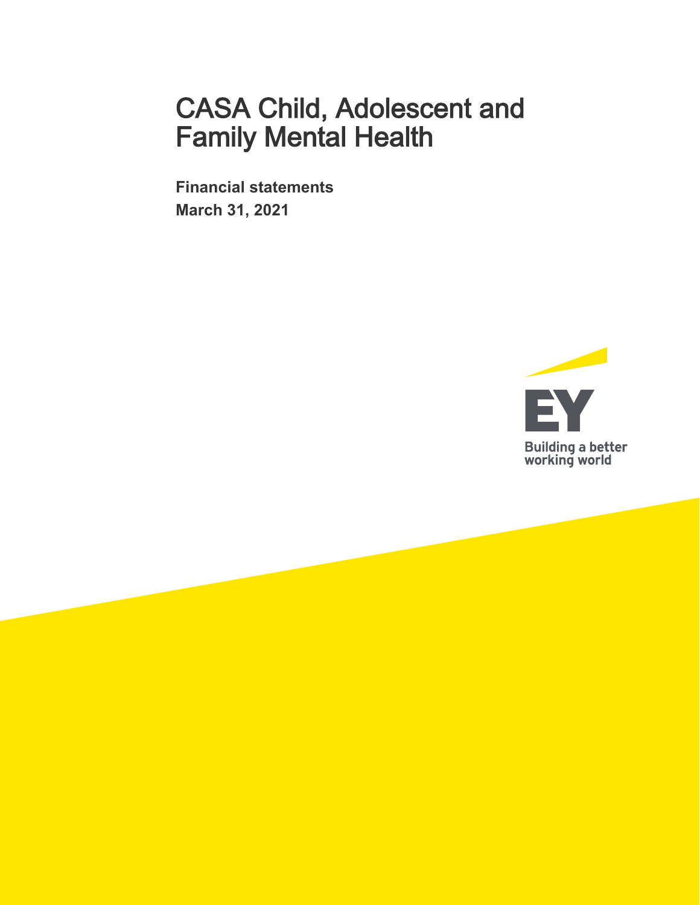# CASA Child, Adolescent and Family Mental Health

**Financial statements**

**March 31, 2021**

EY

Building a better working world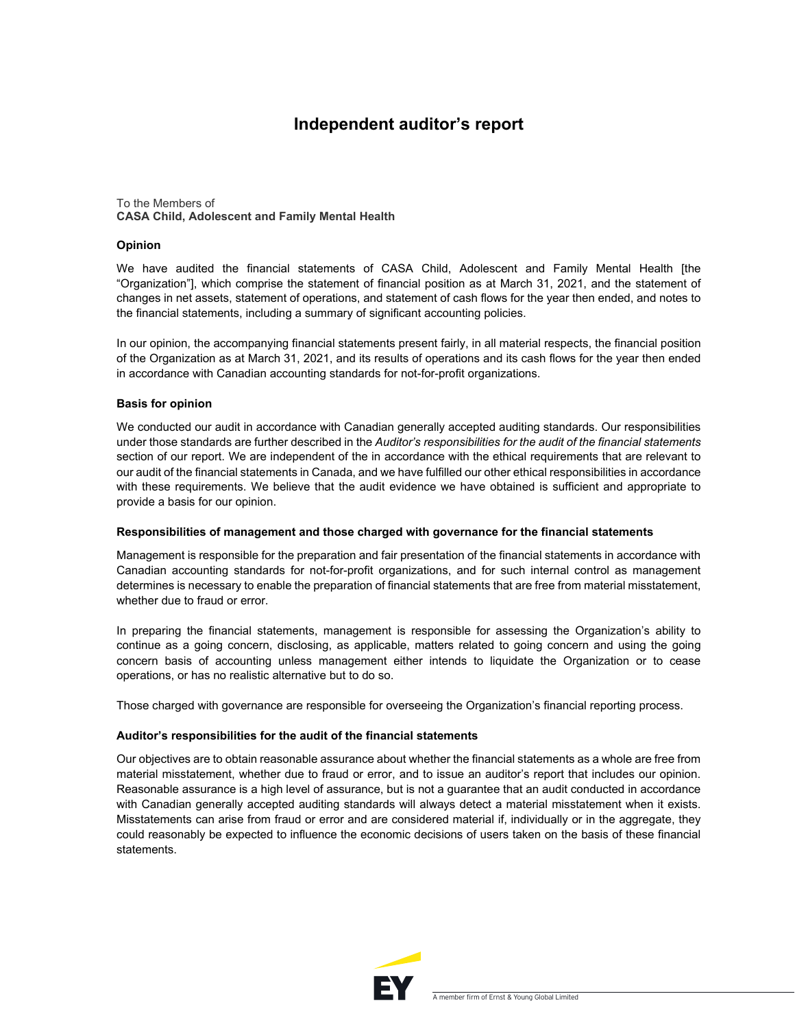# Independent auditor's report

To the Members of
**CASA Child, Adolescent and Family Mental Health**

### Opinion

We have audited the financial statements of CASA Child, Adolescent and Family Mental Health [the "Organization"], which comprise the statement of financial position as at March 31, 2021, and the statement of changes in net assets, statement of operations, and statement of cash flows for the year then ended, and notes to the financial statements, including a summary of significant accounting policies.

In our opinion, the accompanying financial statements present fairly, in all material respects, the financial position of the Organization as at March 31, 2021, and its results of operations and its cash flows for the year then ended in accordance with Canadian accounting standards for not-for-profit organizations.

### Basis for opinion

We conducted our audit in accordance with Canadian generally accepted auditing standards. Our responsibilities under those standards are further described in the *Auditor's responsibilities for the audit of the financial statements* section of our report. We are independent of the in accordance with the ethical requirements that are relevant to our audit of the financial statements in Canada, and we have fulfilled our other ethical responsibilities in accordance with these requirements. We believe that the audit evidence we have obtained is sufficient and appropriate to provide a basis for our opinion.

### Responsibilities of management and those charged with governance for the financial statements

Management is responsible for the preparation and fair presentation of the financial statements in accordance with Canadian accounting standards for not-for-profit organizations, and for such internal control as management determines is necessary to enable the preparation of financial statements that are free from material misstatement, whether due to fraud or error.

In preparing the financial statements, management is responsible for assessing the Organization's ability to continue as a going concern, disclosing, as applicable, matters related to going concern and using the going concern basis of accounting unless management either intends to liquidate the Organization or to cease operations, or has no realistic alternative but to do so.

Those charged with governance are responsible for overseeing the Organization's financial reporting process.

### Auditor's responsibilities for the audit of the financial statements

Our objectives are to obtain reasonable assurance about whether the financial statements as a whole are free from material misstatement, whether due to fraud or error, and to issue an auditor's report that includes our opinion. Reasonable assurance is a high level of assurance, but is not a guarantee that an audit conducted in accordance with Canadian generally accepted auditing standards will always detect a material misstatement when it exists. Misstatements can arise from fraud or error and are considered material if, individually or in the aggregate, they could reasonably be expected to influence the economic decisions of users taken on the basis of these financial statements.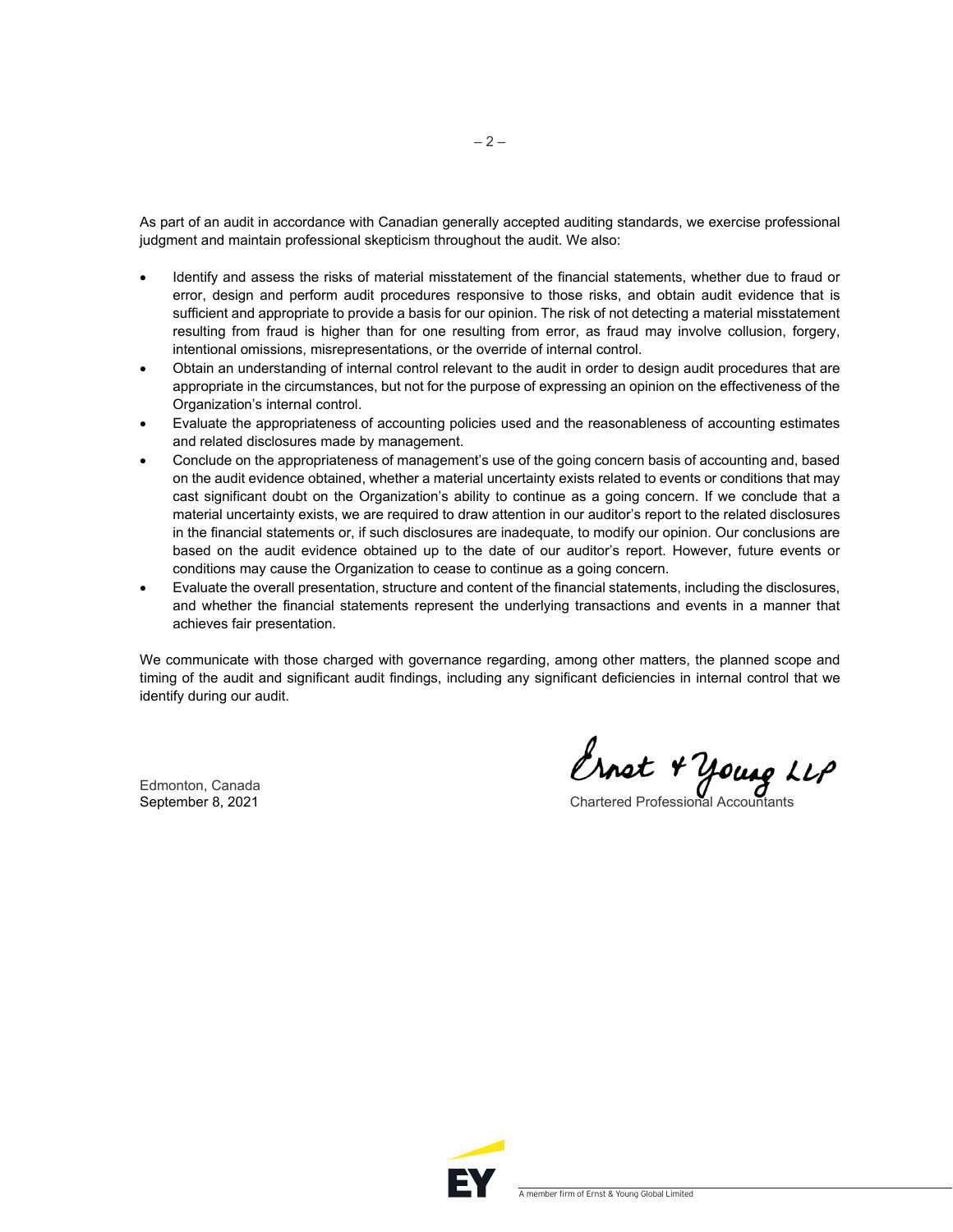As part of an audit in accordance with Canadian generally accepted auditing standards, we exercise professional judgment and maintain professional skepticism throughout the audit. We also:

- Identify and assess the risks of material misstatement of the financial statements, whether due to fraud or error, design and perform audit procedures responsive to those risks, and obtain audit evidence that is sufficient and appropriate to provide a basis for our opinion. The risk of not detecting a material misstatement resulting from fraud is higher than for one resulting from error, as fraud may involve collusion, forgery, intentional omissions, misrepresentations, or the override of internal control.
- Obtain an understanding of internal control relevant to the audit in order to design audit procedures that are appropriate in the circumstances, but not for the purpose of expressing an opinion on the effectiveness of the Organization's internal control.
- Evaluate the appropriateness of accounting policies used and the reasonableness of accounting estimates and related disclosures made by management.
- Conclude on the appropriateness of management's use of the going concern basis of accounting and, based on the audit evidence obtained, whether a material uncertainty exists related to events or conditions that may cast significant doubt on the Organization's ability to continue as a going concern. If we conclude that a material uncertainty exists, we are required to draw attention in our auditor's report to the related disclosures in the financial statements or, if such disclosures are inadequate, to modify our opinion. Our conclusions are based on the audit evidence obtained up to the date of our auditor's report. However, future events or conditions may cause the Organization to cease to continue as a going concern.
- Evaluate the overall presentation, structure and content of the financial statements, including the disclosures, and whether the financial statements represent the underlying transactions and events in a manner that achieves fair presentation.

We communicate with those charged with governance regarding, among other matters, the planned scope and timing of the audit and significant audit findings, including any significant deficiencies in internal control that we identify during our audit.

Ernst & Young LLP

Edmonton, Canada
September 8, 2021

Chartered Professional Accountants

A member firm of Ernst & Young Global Limited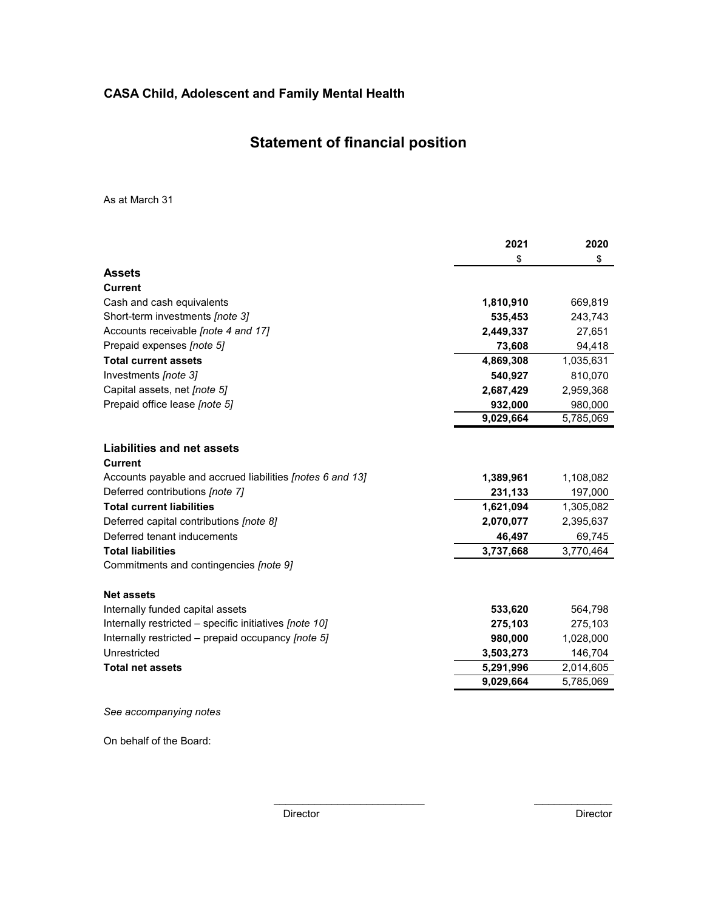**CASA Child, Adolescent and Family Mental Health**

# Statement of financial position

As at March 31

| | 2021 | 2020 |
|---|---|---|
| | $ | $ |
| **Assets** | | |
| **Current** | | |
| Cash and cash equivalents | **1,810,910** | 669,819 |
| Short-term investments *[note 3]* | **535,453** | 243,743 |
| Accounts receivable *[note 4 and 17]* | **2,449,337** | 27,651 |
| Prepaid expenses *[note 5]* | **73,608** | 94,418 |
| **Total current assets** | **4,869,308** | 1,035,631 |
| Investments *[note 3]* | **540,927** | 810,070 |
| Capital assets, net *[note 5]* | **2,687,429** | 2,959,368 |
| Prepaid office lease *[note 5]* | **932,000** | 980,000 |
| | **9,029,664** | 5,785,069 |
| | | |
| **Liabilities and net assets** | | |
| **Current** | | |
| Accounts payable and accrued liabilities *[notes 6 and 13]* | **1,389,961** | 1,108,082 |
| Deferred contributions *[note 7]* | **231,133** | 197,000 |
| **Total current liabilities** | **1,621,094** | 1,305,082 |
| Deferred capital contributions *[note 8]* | **2,070,077** | 2,395,637 |
| Deferred tenant inducements | **46,497** | 69,745 |
| **Total liabilities** | **3,737,668** | 3,770,464 |
| Commitments and contingencies *[note 9]* | | |
| | | |
| **Net assets** | | |
| Internally funded capital assets | **533,620** | 564,798 |
| Internally restricted – specific initiatives *[note 10]* | **275,103** | 275,103 |
| Internally restricted – prepaid occupancy *[note 5]* | **980,000** | 1,028,000 |
| Unrestricted | **3,503,273** | 146,704 |
| **Total net assets** | **5,291,996** | 2,014,605 |
| | **9,029,664** | 5,785,069 |

*See accompanying notes*

On behalf of the Board:

\_\_\_\_\_\_\_\_\_\_\_\_\_\_\_\_\_\_\_\_\_\_\_\_\_\_ Director

\_\_\_\_\_\_\_\_\_\_\_\_\_\_ Director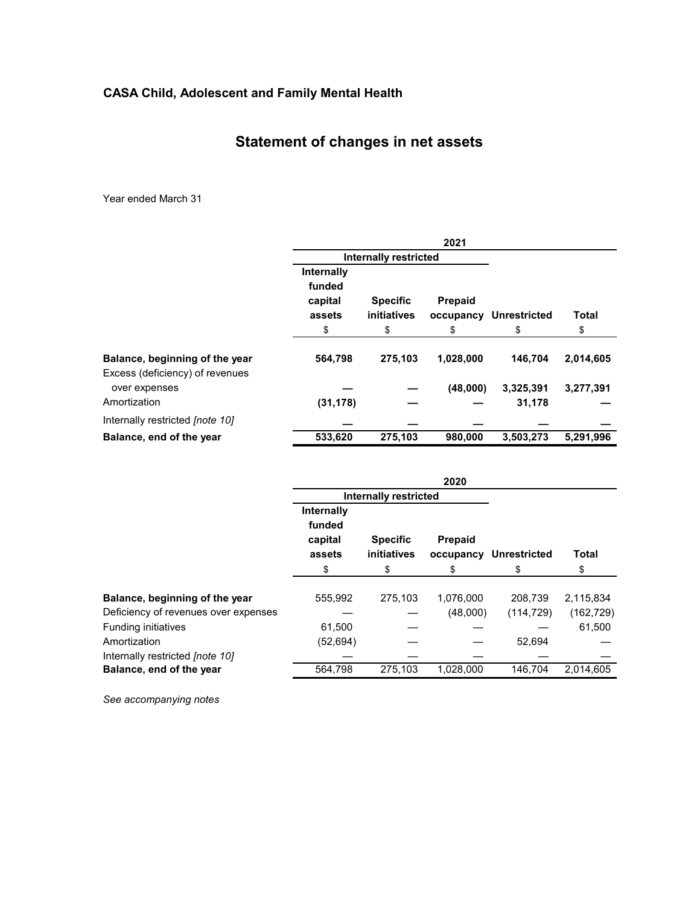## CASA Child, Adolescent and Family Mental Health

# Statement of changes in net assets

Year ended March 31

| | 2021 | | | | |
|---|---|---|---|---|---|
| | Internally restricted | | | | |
| | Internally funded capital assets | Specific initiatives | Prepaid occupancy | Unrestricted | Total |
| | $ | $ | $ | $ | $ |
| **Balance, beginning of the year** | **564,798** | **275,103** | **1,028,000** | **146,704** | **2,014,605** |
| Excess (deficiency) of revenues over expenses | **—** | **—** | **(48,000)** | **3,325,391** | **3,277,391** |
| Amortization | **(31,178)** | **—** | **—** | **31,178** | **—** |
| Internally restricted *[note 10]* | **—** | **—** | **—** | **—** | **—** |
| **Balance, end of the year** | **533,620** | **275,103** | **980,000** | **3,503,273** | **5,291,996** |

| | 2020 | | | | |
|---|---|---|---|---|---|
| | Internally restricted | | | | |
| | Internally funded capital assets | Specific initiatives | Prepaid occupancy | Unrestricted | Total |
| | $ | $ | $ | $ | $ |
| **Balance, beginning of the year** | 555,992 | 275,103 | 1,076,000 | 208,739 | 2,115,834 |
| Deficiency of revenues over expenses | — | — | (48,000) | (114,729) | (162,729) |
| Funding initiatives | 61,500 | — | — | — | 61,500 |
| Amortization | (52,694) | — | — | 52,694 | — |
| Internally restricted *[note 10]* | — | — | — | — | — |
| **Balance, end of the year** | 564,798 | 275,103 | 1,028,000 | 146,704 | 2,014,605 |

*See accompanying notes*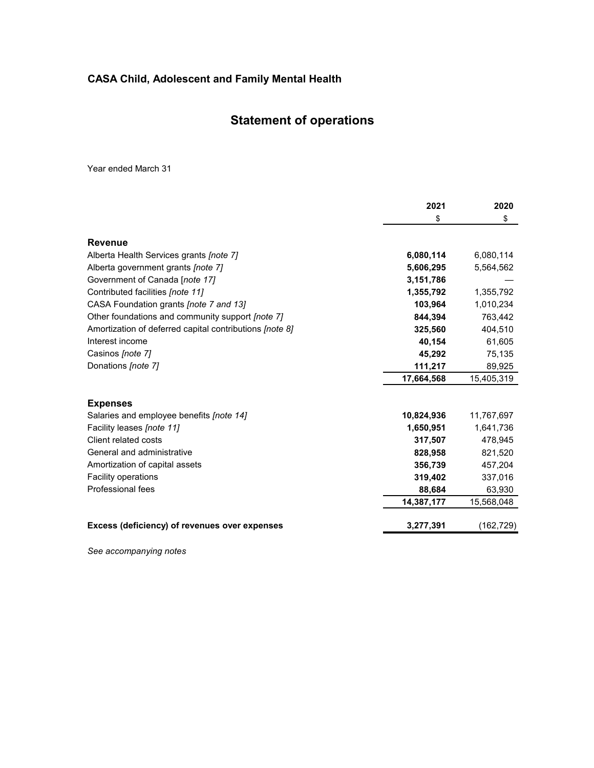## CASA Child, Adolescent and Family Mental Health

# Statement of operations

Year ended March 31

| | 2021 | 2020 |
|---|---|---|
| | $ | $ |
| **Revenue** | | |
| Alberta Health Services grants *[note 7]* | **6,080,114** | 6,080,114 |
| Alberta government grants *[note 7]* | **5,606,295** | 5,564,562 |
| Government of Canada [*note 17]* | **3,151,786** | — |
| Contributed facilities *[note 11]* | **1,355,792** | 1,355,792 |
| CASA Foundation grants *[note 7 and 13]* | **103,964** | 1,010,234 |
| Other foundations and community support *[note 7]* | **844,394** | 763,442 |
| Amortization of deferred capital contributions *[note 8]* | **325,560** | 404,510 |
| Interest income | **40,154** | 61,605 |
| Casinos *[note 7]* | **45,292** | 75,135 |
| Donations *[note 7]* | **111,217** | 89,925 |
| | **17,664,568** | 15,405,319 |
| **Expenses** | | |
| Salaries and employee benefits *[note 14]* | **10,824,936** | 11,767,697 |
| Facility leases *[note 11]* | **1,650,951** | 1,641,736 |
| Client related costs | **317,507** | 478,945 |
| General and administrative | **828,958** | 821,520 |
| Amortization of capital assets | **356,739** | 457,204 |
| Facility operations | **319,402** | 337,016 |
| Professional fees | **88,684** | 63,930 |
| | **14,387,177** | 15,568,048 |
| **Excess (deficiency) of revenues over expenses** | **3,277,391** | (162,729) |

*See accompanying notes*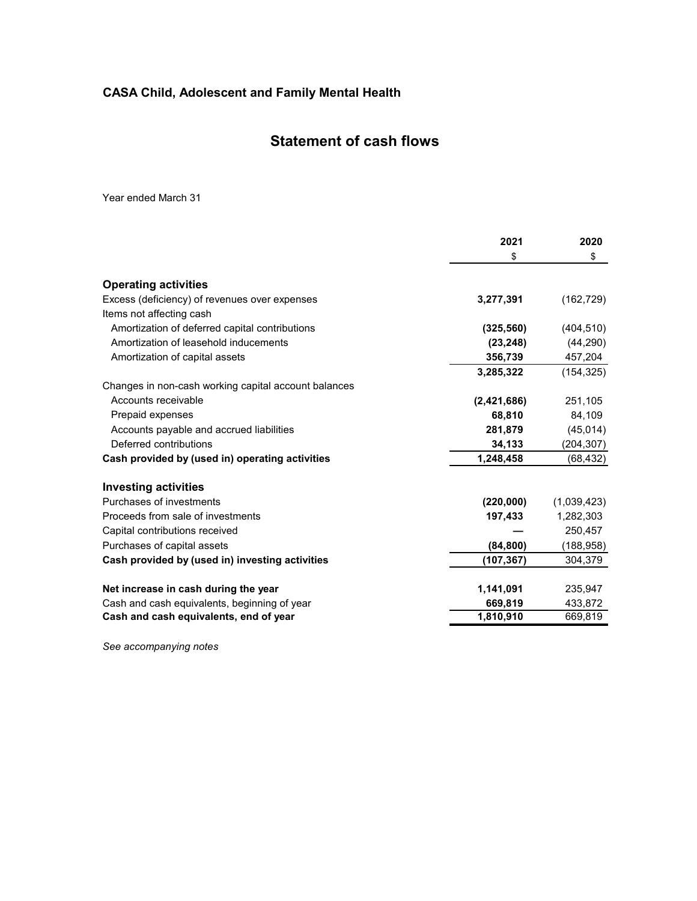## CASA Child, Adolescent and Family Mental Health

# Statement of cash flows

Year ended March 31

| | 2021 | 2020 |
|---|---|---|
| | $ | $ |
| **Operating activities** | | |
| Excess (deficiency) of revenues over expenses | **3,277,391** | (162,729) |
| Items not affecting cash | | |
| Amortization of deferred capital contributions | **(325,560)** | (404,510) |
| Amortization of leasehold inducements | **(23,248)** | (44,290) |
| Amortization of capital assets | **356,739** | 457,204 |
| | **3,285,322** | (154,325) |
| Changes in non-cash working capital account balances | | |
| Accounts receivable | **(2,421,686)** | 251,105 |
| Prepaid expenses | **68,810** | 84,109 |
| Accounts payable and accrued liabilities | **281,879** | (45,014) |
| Deferred contributions | **34,133** | (204,307) |
| **Cash provided by (used in) operating activities** | **1,248,458** | (68,432) |
| **Investing activities** | | |
| Purchases of investments | **(220,000)** | (1,039,423) |
| Proceeds from sale of investments | **197,433** | 1,282,303 |
| Capital contributions received | **—** | 250,457 |
| Purchases of capital assets | **(84,800)** | (188,958) |
| **Cash provided by (used in) investing activities** | **(107,367)** | 304,379 |
| **Net increase in cash during the year** | **1,141,091** | 235,947 |
| Cash and cash equivalents, beginning of year | **669,819** | 433,872 |
| **Cash and cash equivalents, end of year** | **1,810,910** | 669,819 |

*See accompanying notes*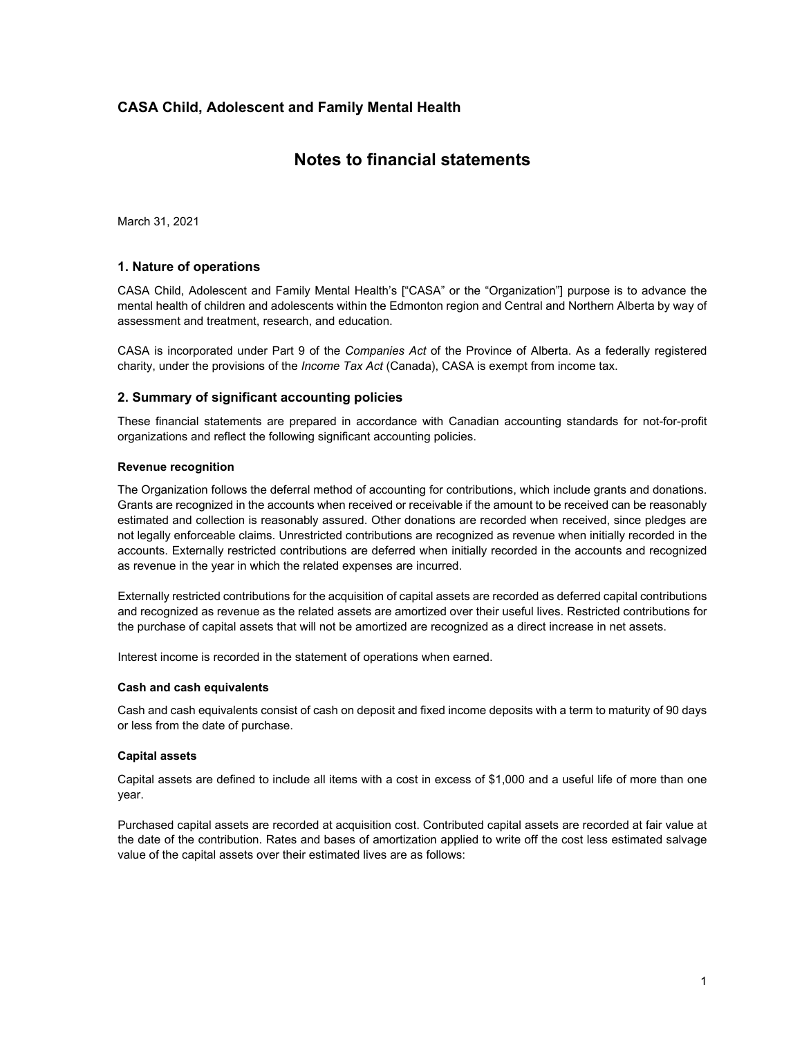## CASA Child, Adolescent and Family Mental Health

# Notes to financial statements

March 31, 2021

### 1. Nature of operations

CASA Child, Adolescent and Family Mental Health's ["CASA" or the "Organization"] purpose is to advance the mental health of children and adolescents within the Edmonton region and Central and Northern Alberta by way of assessment and treatment, research, and education.

CASA is incorporated under Part 9 of the *Companies Act* of the Province of Alberta. As a federally registered charity, under the provisions of the *Income Tax Act* (Canada), CASA is exempt from income tax.

### 2. Summary of significant accounting policies

These financial statements are prepared in accordance with Canadian accounting standards for not-for-profit organizations and reflect the following significant accounting policies.

**Revenue recognition**

The Organization follows the deferral method of accounting for contributions, which include grants and donations. Grants are recognized in the accounts when received or receivable if the amount to be received can be reasonably estimated and collection is reasonably assured. Other donations are recorded when received, since pledges are not legally enforceable claims. Unrestricted contributions are recognized as revenue when initially recorded in the accounts. Externally restricted contributions are deferred when initially recorded in the accounts and recognized as revenue in the year in which the related expenses are incurred.

Externally restricted contributions for the acquisition of capital assets are recorded as deferred capital contributions and recognized as revenue as the related assets are amortized over their useful lives. Restricted contributions for the purchase of capital assets that will not be amortized are recognized as a direct increase in net assets.

Interest income is recorded in the statement of operations when earned.

**Cash and cash equivalents**

Cash and cash equivalents consist of cash on deposit and fixed income deposits with a term to maturity of 90 days or less from the date of purchase.

**Capital assets**

Capital assets are defined to include all items with a cost in excess of $1,000 and a useful life of more than one year.

Purchased capital assets are recorded at acquisition cost. Contributed capital assets are recorded at fair value at the date of the contribution. Rates and bases of amortization applied to write off the cost less estimated salvage value of the capital assets over their estimated lives are as follows: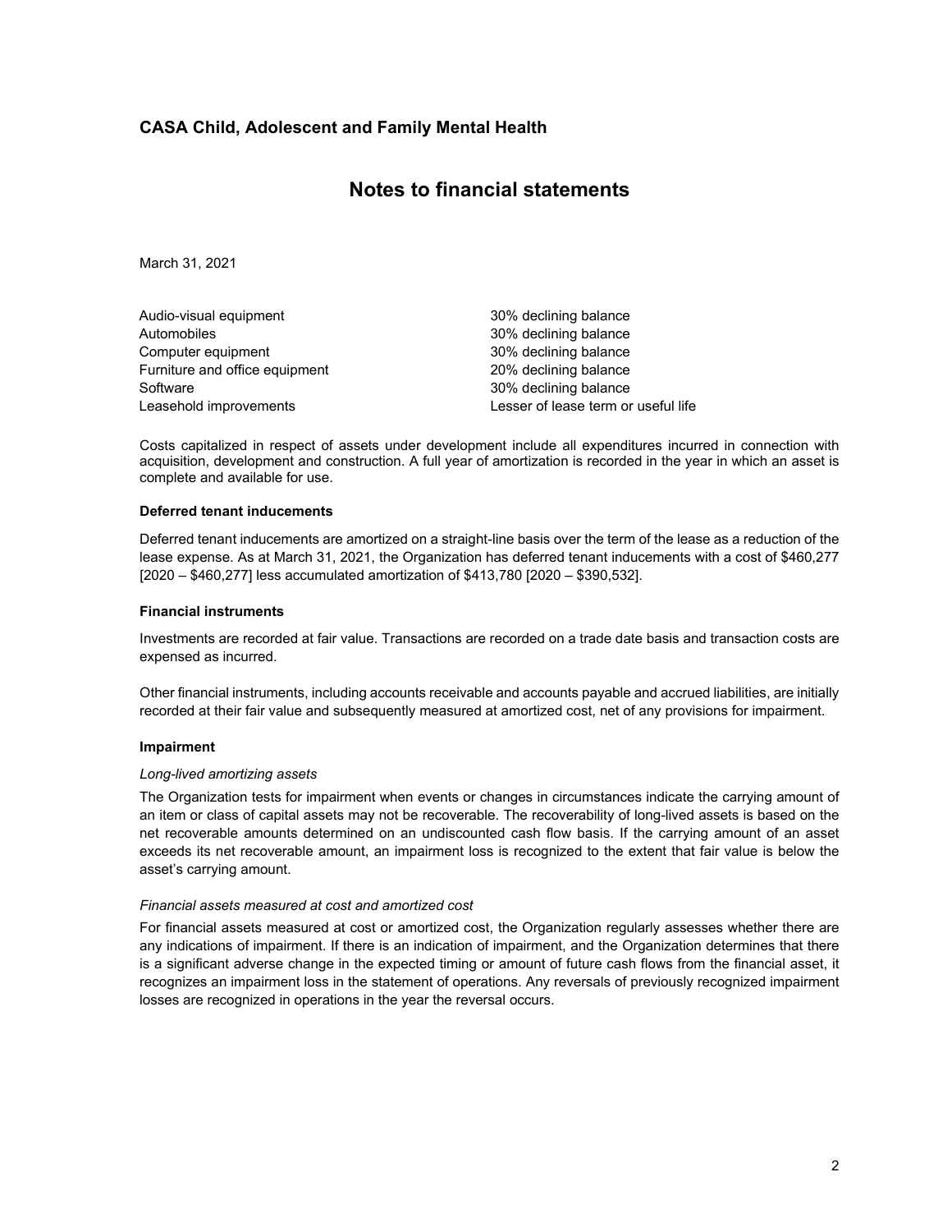## CASA Child, Adolescent and Family Mental Health

# Notes to financial statements

March 31, 2021

| | |
|---|---|
| Audio-visual equipment | 30% declining balance |
| Automobiles | 30% declining balance |
| Computer equipment | 30% declining balance |
| Furniture and office equipment | 20% declining balance |
| Software | 30% declining balance |
| Leasehold improvements | Lesser of lease term or useful life |

Costs capitalized in respect of assets under development include all expenditures incurred in connection with acquisition, development and construction. A full year of amortization is recorded in the year in which an asset is complete and available for use.

**Deferred tenant inducements**

Deferred tenant inducements are amortized on a straight-line basis over the term of the lease as a reduction of the lease expense. As at March 31, 2021, the Organization has deferred tenant inducements with a cost of $460,277 [2020 – $460,277] less accumulated amortization of $413,780 [2020 – $390,532].

**Financial instruments**

Investments are recorded at fair value. Transactions are recorded on a trade date basis and transaction costs are expensed as incurred.

Other financial instruments, including accounts receivable and accounts payable and accrued liabilities, are initially recorded at their fair value and subsequently measured at amortized cost, net of any provisions for impairment.

**Impairment**

*Long-lived amortizing assets*

The Organization tests for impairment when events or changes in circumstances indicate the carrying amount of an item or class of capital assets may not be recoverable. The recoverability of long-lived assets is based on the net recoverable amounts determined on an undiscounted cash flow basis. If the carrying amount of an asset exceeds its net recoverable amount, an impairment loss is recognized to the extent that fair value is below the asset's carrying amount.

*Financial assets measured at cost and amortized cost*

For financial assets measured at cost or amortized cost, the Organization regularly assesses whether there are any indications of impairment. If there is an indication of impairment, and the Organization determines that there is a significant adverse change in the expected timing or amount of future cash flows from the financial asset, it recognizes an impairment loss in the statement of operations. Any reversals of previously recognized impairment losses are recognized in operations in the year the reversal occurs.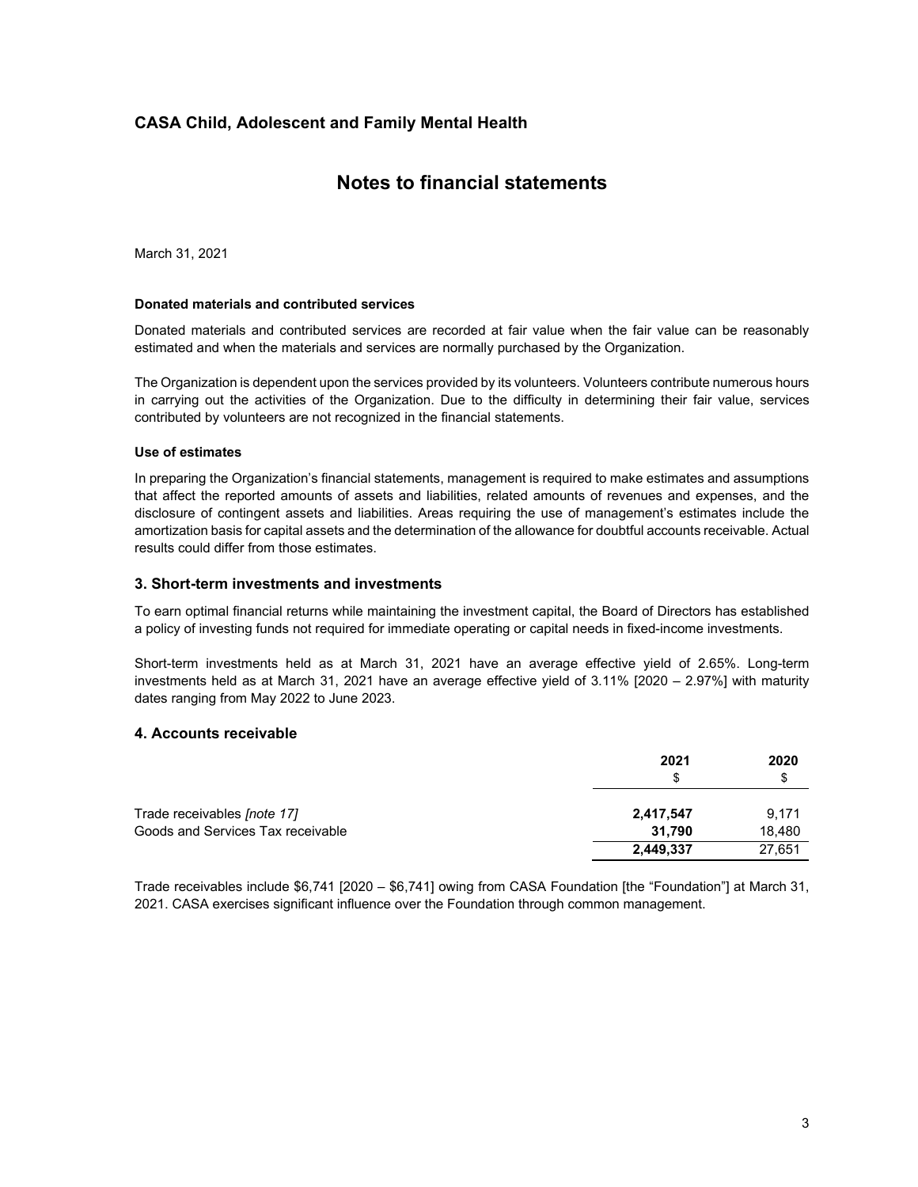## CASA Child, Adolescent and Family Mental Health

# Notes to financial statements

March 31, 2021

**Donated materials and contributed services**

Donated materials and contributed services are recorded at fair value when the fair value can be reasonably estimated and when the materials and services are normally purchased by the Organization.

The Organization is dependent upon the services provided by its volunteers. Volunteers contribute numerous hours in carrying out the activities of the Organization. Due to the difficulty in determining their fair value, services contributed by volunteers are not recognized in the financial statements.

**Use of estimates**

In preparing the Organization's financial statements, management is required to make estimates and assumptions that affect the reported amounts of assets and liabilities, related amounts of revenues and expenses, and the disclosure of contingent assets and liabilities. Areas requiring the use of management's estimates include the amortization basis for capital assets and the determination of the allowance for doubtful accounts receivable. Actual results could differ from those estimates.

### 3. Short-term investments and investments

To earn optimal financial returns while maintaining the investment capital, the Board of Directors has established a policy of investing funds not required for immediate operating or capital needs in fixed-income investments.

Short-term investments held as at March 31, 2021 have an average effective yield of 2.65%. Long-term investments held as at March 31, 2021 have an average effective yield of 3.11% [2020 – 2.97%] with maturity dates ranging from May 2022 to June 2023.

### 4. Accounts receivable

| | 2021<br>$ | 2020<br>$ |
|---|---|---|
| Trade receivables *[note 17]* | **2,417,547** | 9,171 |
| Goods and Services Tax receivable | **31,790** | 18,480 |
| | **2,449,337** | 27,651 |

Trade receivables include $6,741 [2020 – $6,741] owing from CASA Foundation [the "Foundation"] at March 31, 2021. CASA exercises significant influence over the Foundation through common management.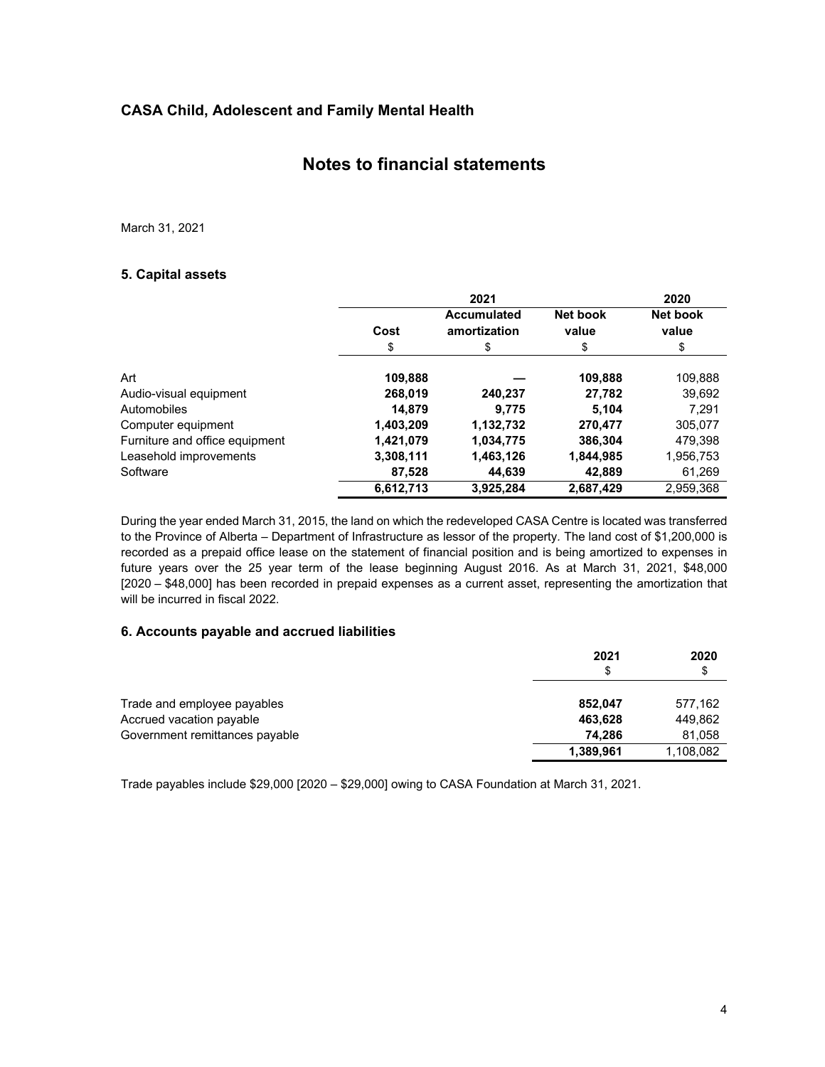## CASA Child, Adolescent and Family Mental Health

# Notes to financial statements

March 31, 2021

### 5. Capital assets

| | 2021 | | | 2020 |
|---|---|---|---|---|
| | Cost | Accumulated amortization | Net book value | Net book value |
| | $ | $ | $ | $ |
| Art | **109,888** | **—** | **109,888** | 109,888 |
| Audio-visual equipment | **268,019** | **240,237** | **27,782** | 39,692 |
| Automobiles | **14,879** | **9,775** | **5,104** | 7,291 |
| Computer equipment | **1,403,209** | **1,132,732** | **270,477** | 305,077 |
| Furniture and office equipment | **1,421,079** | **1,034,775** | **386,304** | 479,398 |
| Leasehold improvements | **3,308,111** | **1,463,126** | **1,844,985** | 1,956,753 |
| Software | **87,528** | **44,639** | **42,889** | 61,269 |
| | **6,612,713** | **3,925,284** | **2,687,429** | 2,959,368 |

During the year ended March 31, 2015, the land on which the redeveloped CASA Centre is located was transferred to the Province of Alberta – Department of Infrastructure as lessor of the property. The land cost of $1,200,000 is recorded as a prepaid office lease on the statement of financial position and is being amortized to expenses in future years over the 25 year term of the lease beginning August 2016. As at March 31, 2021, $48,000 [2020 – $48,000] has been recorded in prepaid expenses as a current asset, representing the amortization that will be incurred in fiscal 2022.

### 6. Accounts payable and accrued liabilities

| | 2021 | 2020 |
|---|---|---|
| | $ | $ |
| Trade and employee payables | **852,047** | 577,162 |
| Accrued vacation payable | **463,628** | 449,862 |
| Government remittances payable | **74,286** | 81,058 |
| | **1,389,961** | 1,108,082 |

Trade payables include $29,000 [2020 – $29,000] owing to CASA Foundation at March 31, 2021.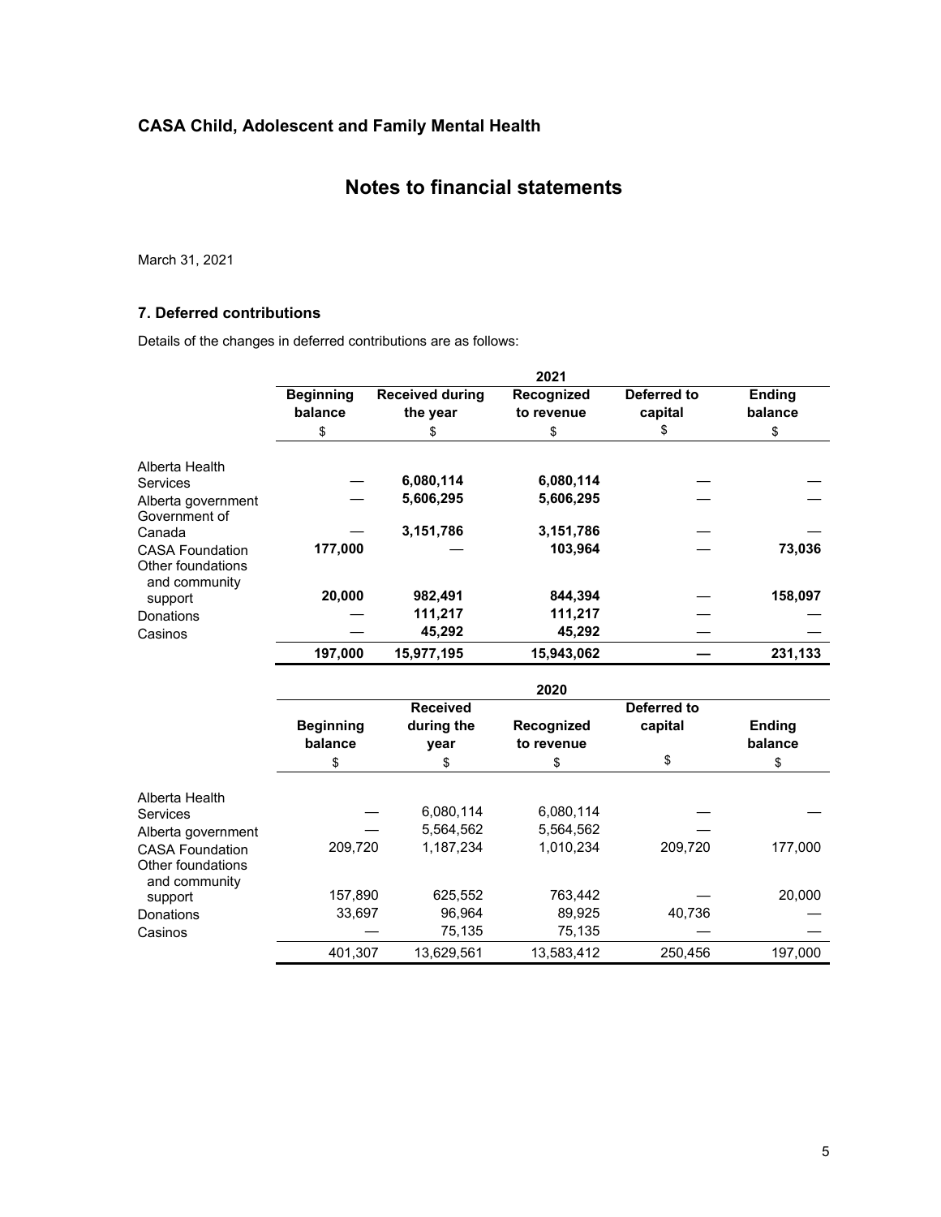CASA Child, Adolescent and Family Mental Health

# Notes to financial statements

March 31, 2021

### 7. Deferred contributions

Details of the changes in deferred contributions are as follows:

| | 2021 | | | | |
|---|---|---|---|---|---|
| | Beginning balance | Received during the year | Recognized to revenue | Deferred to capital | Ending balance |
| | $ | $ | $ | $ | $ |
| Alberta Health Services | — | **6,080,114** | **6,080,114** | — | — |
| Alberta government | — | **5,606,295** | **5,606,295** | — | — |
| Government of Canada | — | **3,151,786** | **3,151,786** | — | — |
| CASA Foundation | **177,000** | — | **103,964** | — | **73,036** |
| Other foundations and community support | **20,000** | **982,491** | **844,394** | — | **158,097** |
| Donations | — | **111,217** | **111,217** | — | — |
| Casinos | — | **45,292** | **45,292** | — | — |
| | **197,000** | **15,977,195** | **15,943,062** | **—** | **231,133** |

| | 2020 | | | | |
|---|---|---|---|---|---|
| | Beginning balance | Received during the year | Recognized to revenue | Deferred to capital | Ending balance |
| | $ | $ | $ | $ | $ |
| Alberta Health Services | — | 6,080,114 | 6,080,114 | — | — |
| Alberta government | — | 5,564,562 | 5,564,562 | — | |
| CASA Foundation | 209,720 | 1,187,234 | 1,010,234 | 209,720 | 177,000 |
| Other foundations and community support | 157,890 | 625,552 | 763,442 | — | 20,000 |
| Donations | 33,697 | 96,964 | 89,925 | 40,736 | — |
| Casinos | — | 75,135 | 75,135 | — | — |
| | 401,307 | 13,629,561 | 13,583,412 | 250,456 | 197,000 |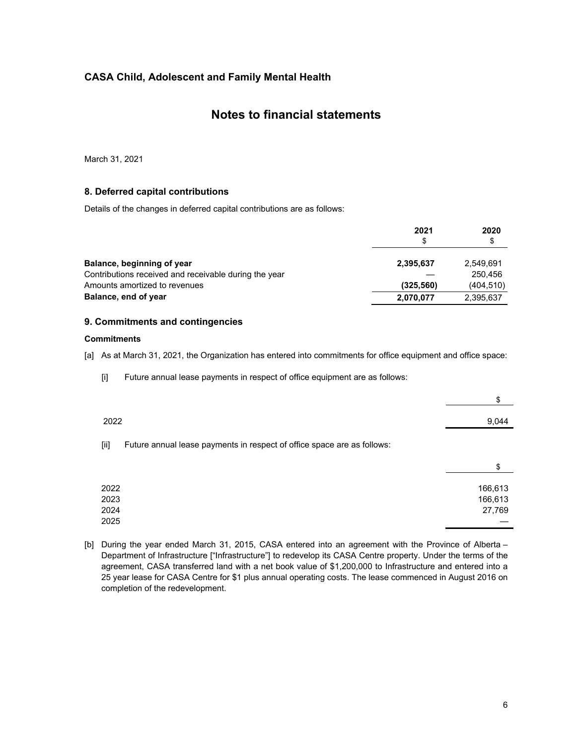## CASA Child, Adolescent and Family Mental Health

# Notes to financial statements

March 31, 2021

### 8. Deferred capital contributions

Details of the changes in deferred capital contributions are as follows:

| | 2021<br>$ | 2020<br>$ |
|---|---|---|
| **Balance, beginning of year** | **2,395,637** | 2,549,691 |
| Contributions received and receivable during the year | — | 250,456 |
| Amounts amortized to revenues | **(325,560)** | (404,510) |
| **Balance, end of year** | **2,070,077** | 2,395,637 |

### 9. Commitments and contingencies

**Commitments**

[a] As at March 31, 2021, the Organization has entered into commitments for office equipment and office space:

[i] Future annual lease payments in respect of office equipment are as follows:

| | $ |
|---|---|
| 2022 | 9,044 |

[ii] Future annual lease payments in respect of office space are as follows:

| | $ |
|---|---|
| 2022 | 166,613 |
| 2023 | 166,613 |
| 2024 | 27,769 |
| 2025 | — |

[b] During the year ended March 31, 2015, CASA entered into an agreement with the Province of Alberta – Department of Infrastructure ["Infrastructure"] to redevelop its CASA Centre property. Under the terms of the agreement, CASA transferred land with a net book value of $1,200,000 to Infrastructure and entered into a 25 year lease for CASA Centre for $1 plus annual operating costs. The lease commenced in August 2016 on completion of the redevelopment.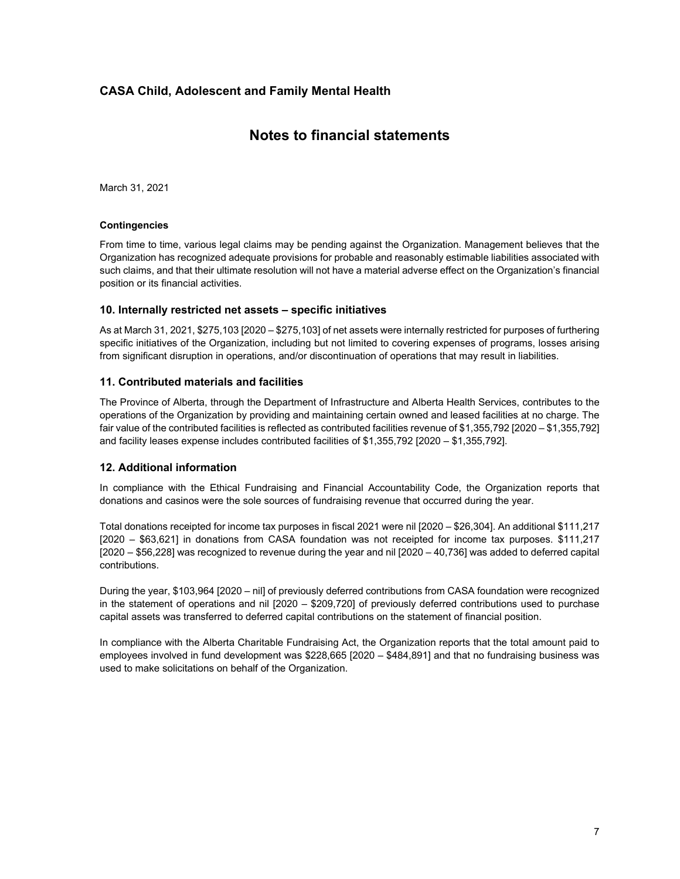# CASA Child, Adolescent and Family Mental Health

## Notes to financial statements

March 31, 2021

**Contingencies**

From time to time, various legal claims may be pending against the Organization. Management believes that the Organization has recognized adequate provisions for probable and reasonably estimable liabilities associated with such claims, and that their ultimate resolution will not have a material adverse effect on the Organization's financial position or its financial activities.

### 10. Internally restricted net assets – specific initiatives

As at March 31, 2021, $275,103 [2020 – $275,103] of net assets were internally restricted for purposes of furthering specific initiatives of the Organization, including but not limited to covering expenses of programs, losses arising from significant disruption in operations, and/or discontinuation of operations that may result in liabilities.

### 11. Contributed materials and facilities

The Province of Alberta, through the Department of Infrastructure and Alberta Health Services, contributes to the operations of the Organization by providing and maintaining certain owned and leased facilities at no charge. The fair value of the contributed facilities is reflected as contributed facilities revenue of $1,355,792 [2020 – $1,355,792] and facility leases expense includes contributed facilities of $1,355,792 [2020 – $1,355,792].

### 12. Additional information

In compliance with the Ethical Fundraising and Financial Accountability Code, the Organization reports that donations and casinos were the sole sources of fundraising revenue that occurred during the year.

Total donations receipted for income tax purposes in fiscal 2021 were nil [2020 – $26,304]. An additional $111,217 [2020 – $63,621] in donations from CASA foundation was not receipted for income tax purposes. $111,217 [2020 – $56,228] was recognized to revenue during the year and nil [2020 – 40,736] was added to deferred capital contributions.

During the year, $103,964 [2020 – nil] of previously deferred contributions from CASA foundation were recognized in the statement of operations and nil [2020 – $209,720] of previously deferred contributions used to purchase capital assets was transferred to deferred capital contributions on the statement of financial position.

In compliance with the Alberta Charitable Fundraising Act, the Organization reports that the total amount paid to employees involved in fund development was $228,665 [2020 – $484,891] and that no fundraising business was used to make solicitations on behalf of the Organization.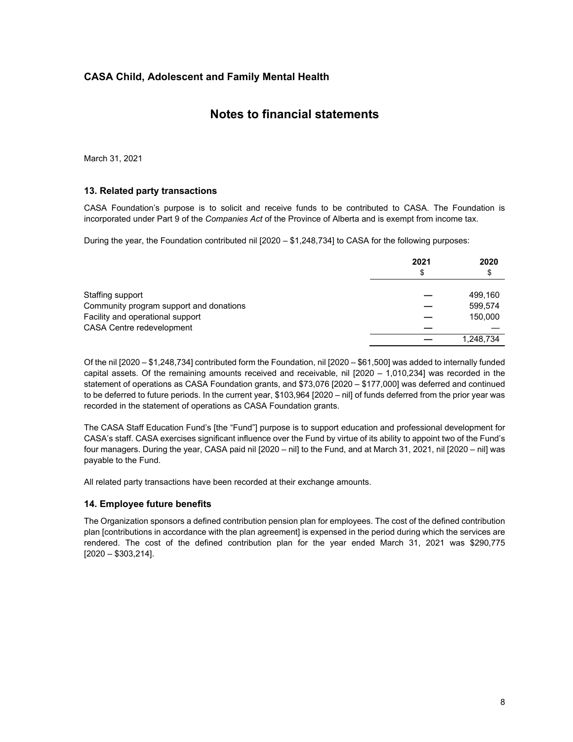# CASA Child, Adolescent and Family Mental Health

## Notes to financial statements

March 31, 2021

### 13. Related party transactions

CASA Foundation's purpose is to solicit and receive funds to be contributed to CASA. The Foundation is incorporated under Part 9 of the *Companies Act* of the Province of Alberta and is exempt from income tax.

During the year, the Foundation contributed nil [2020 – $1,248,734] to CASA for the following purposes:

| | 2021 | 2020 |
|---|---|---|
| | $ | $ |
| Staffing support | — | 499,160 |
| Community program support and donations | — | 599,574 |
| Facility and operational support | — | 150,000 |
| CASA Centre redevelopment | — | — |
| | — | 1,248,734 |

Of the nil [2020 – $1,248,734] contributed form the Foundation, nil [2020 – $61,500] was added to internally funded capital assets. Of the remaining amounts received and receivable, nil [2020 – 1,010,234] was recorded in the statement of operations as CASA Foundation grants, and $73,076 [2020 – $177,000] was deferred and continued to be deferred to future periods. In the current year, $103,964 [2020 – nil] of funds deferred from the prior year was recorded in the statement of operations as CASA Foundation grants.

The CASA Staff Education Fund's [the "Fund"] purpose is to support education and professional development for CASA's staff. CASA exercises significant influence over the Fund by virtue of its ability to appoint two of the Fund's four managers. During the year, CASA paid nil [2020 – nil] to the Fund, and at March 31, 2021, nil [2020 – nil] was payable to the Fund.

All related party transactions have been recorded at their exchange amounts.

### 14. Employee future benefits

The Organization sponsors a defined contribution pension plan for employees. The cost of the defined contribution plan [contributions in accordance with the plan agreement] is expensed in the period during which the services are rendered. The cost of the defined contribution plan for the year ended March 31, 2021 was $290,775 [2020 – $303,214].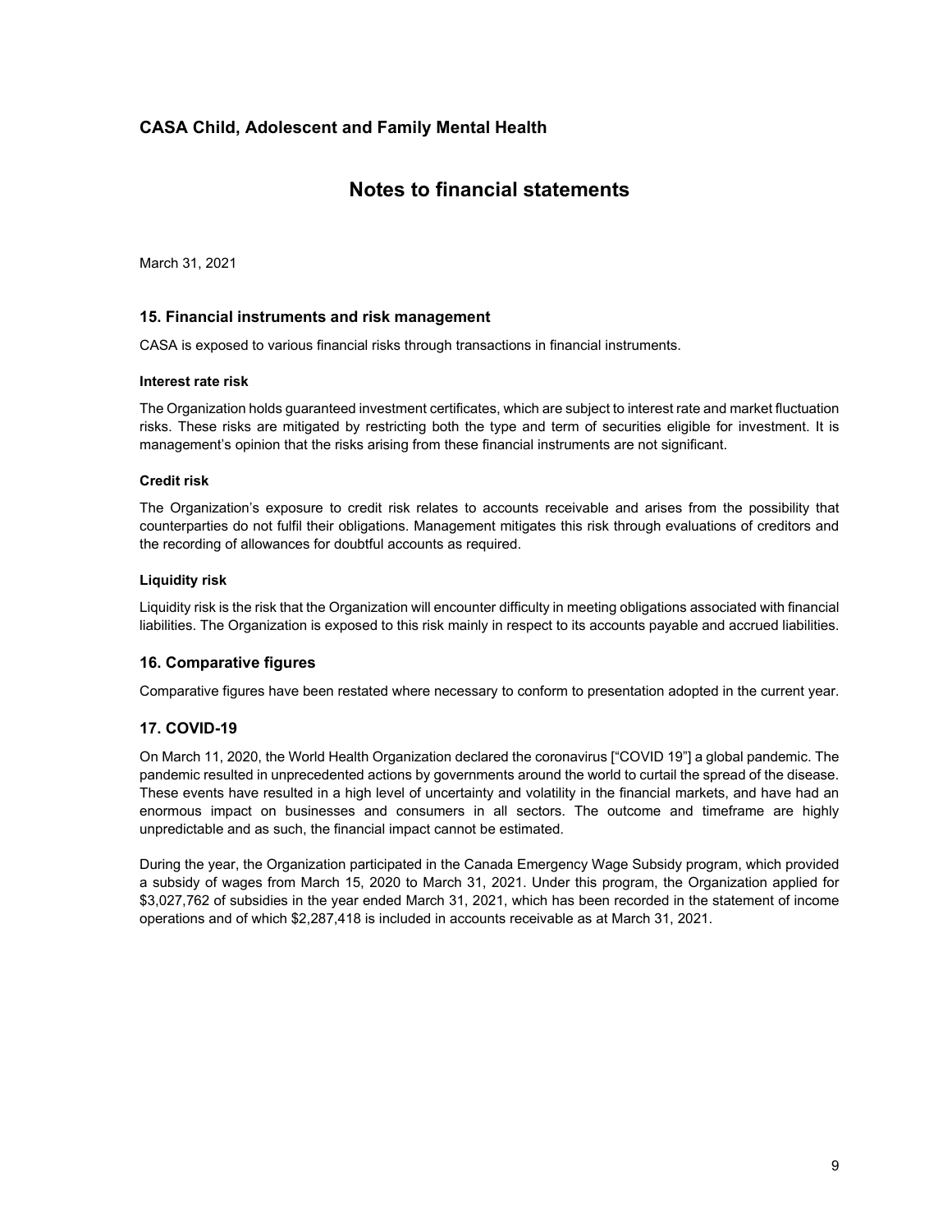# CASA Child, Adolescent and Family Mental Health

## Notes to financial statements

March 31, 2021

### 15. Financial instruments and risk management

CASA is exposed to various financial risks through transactions in financial instruments.

#### Interest rate risk

The Organization holds guaranteed investment certificates, which are subject to interest rate and market fluctuation risks. These risks are mitigated by restricting both the type and term of securities eligible for investment. It is management's opinion that the risks arising from these financial instruments are not significant.

#### Credit risk

The Organization's exposure to credit risk relates to accounts receivable and arises from the possibility that counterparties do not fulfil their obligations. Management mitigates this risk through evaluations of creditors and the recording of allowances for doubtful accounts as required.

#### Liquidity risk

Liquidity risk is the risk that the Organization will encounter difficulty in meeting obligations associated with financial liabilities. The Organization is exposed to this risk mainly in respect to its accounts payable and accrued liabilities.

### 16. Comparative figures

Comparative figures have been restated where necessary to conform to presentation adopted in the current year.

### 17. COVID-19

On March 11, 2020, the World Health Organization declared the coronavirus ["COVID 19"] a global pandemic. The pandemic resulted in unprecedented actions by governments around the world to curtail the spread of the disease. These events have resulted in a high level of uncertainty and volatility in the financial markets, and have had an enormous impact on businesses and consumers in all sectors. The outcome and timeframe are highly unpredictable and as such, the financial impact cannot be estimated.

During the year, the Organization participated in the Canada Emergency Wage Subsidy program, which provided a subsidy of wages from March 15, 2020 to March 31, 2021. Under this program, the Organization applied for $3,027,762 of subsidies in the year ended March 31, 2021, which has been recorded in the statement of income operations and of which $2,287,418 is included in accounts receivable as at March 31, 2021.